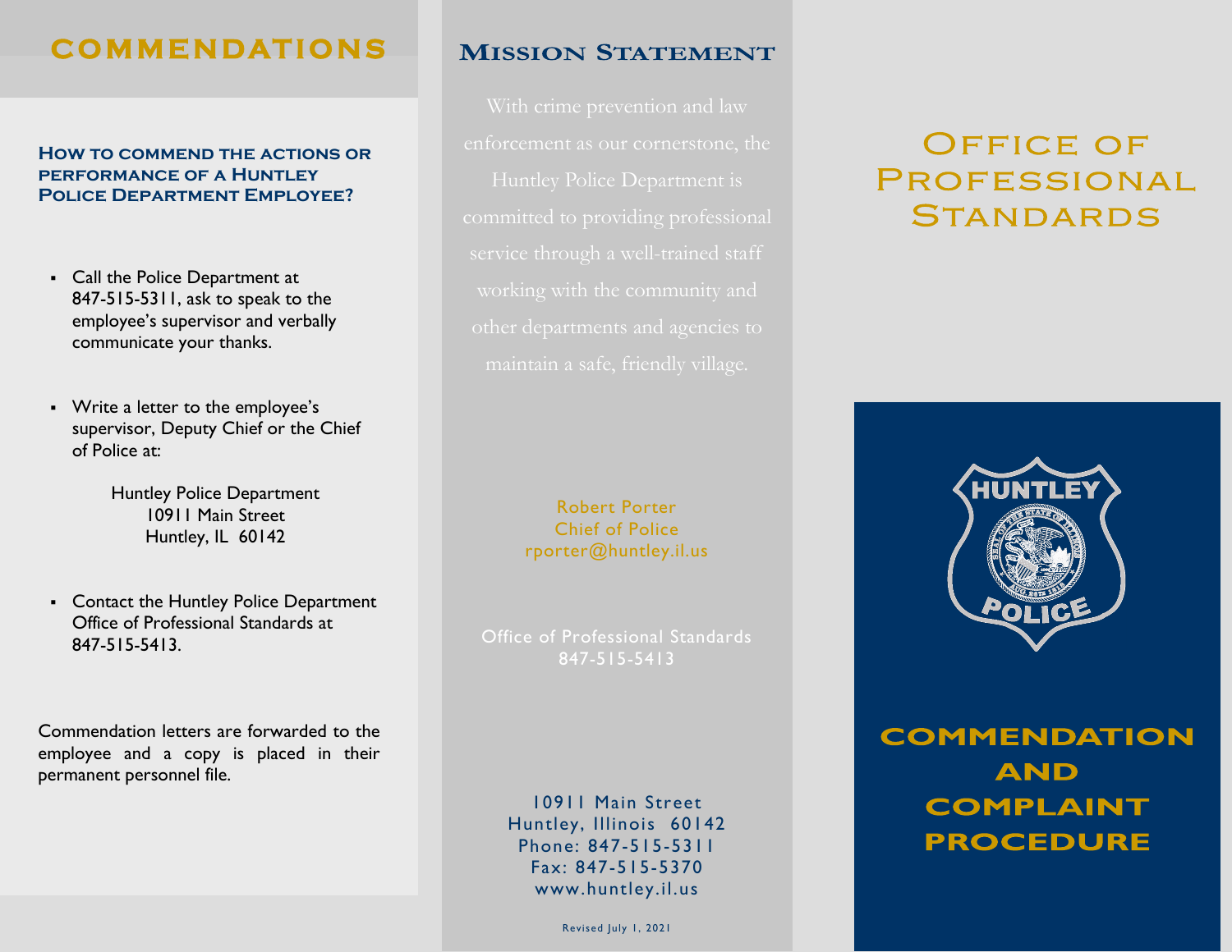# COMMENDATIONS

### How to commend the actions or performance of a Huntley Police Department Employee?

- Call the Police Department at 847-515-5311, ask to speak to the employee's supervisor and verbally communicate your thanks.

- Write a letter to the employee's supervisor, Deputy Chief or the Chief of Police at:

  Huntley Police Department
  10911 Main Street
  Huntley, IL 60142

- Contact the Huntley Police Department Office of Professional Standards at 847-515-5413.

Commendation letters are forwarded to the employee and a copy is placed in their permanent personnel file.

## Mission Statement

With crime prevention and law enforcement as our cornerstone, the Huntley Police Department is committed to providing professional service through a well-trained staff working with the community and other departments and agencies to maintain a safe, friendly village.

Robert Porter
Chief of Police
rporter@huntley.il.us

Office of Professional Standards
847-515-5413

10911 Main Street
Huntley, Illinois 60142
Phone: 847-515-5311
Fax: 847-515-5370
www.huntley.il.us

Revised July 1, 2021

# Office of Professional Standards

HUNTLEY POLICE

# COMMENDATION AND COMPLAINT PROCEDURE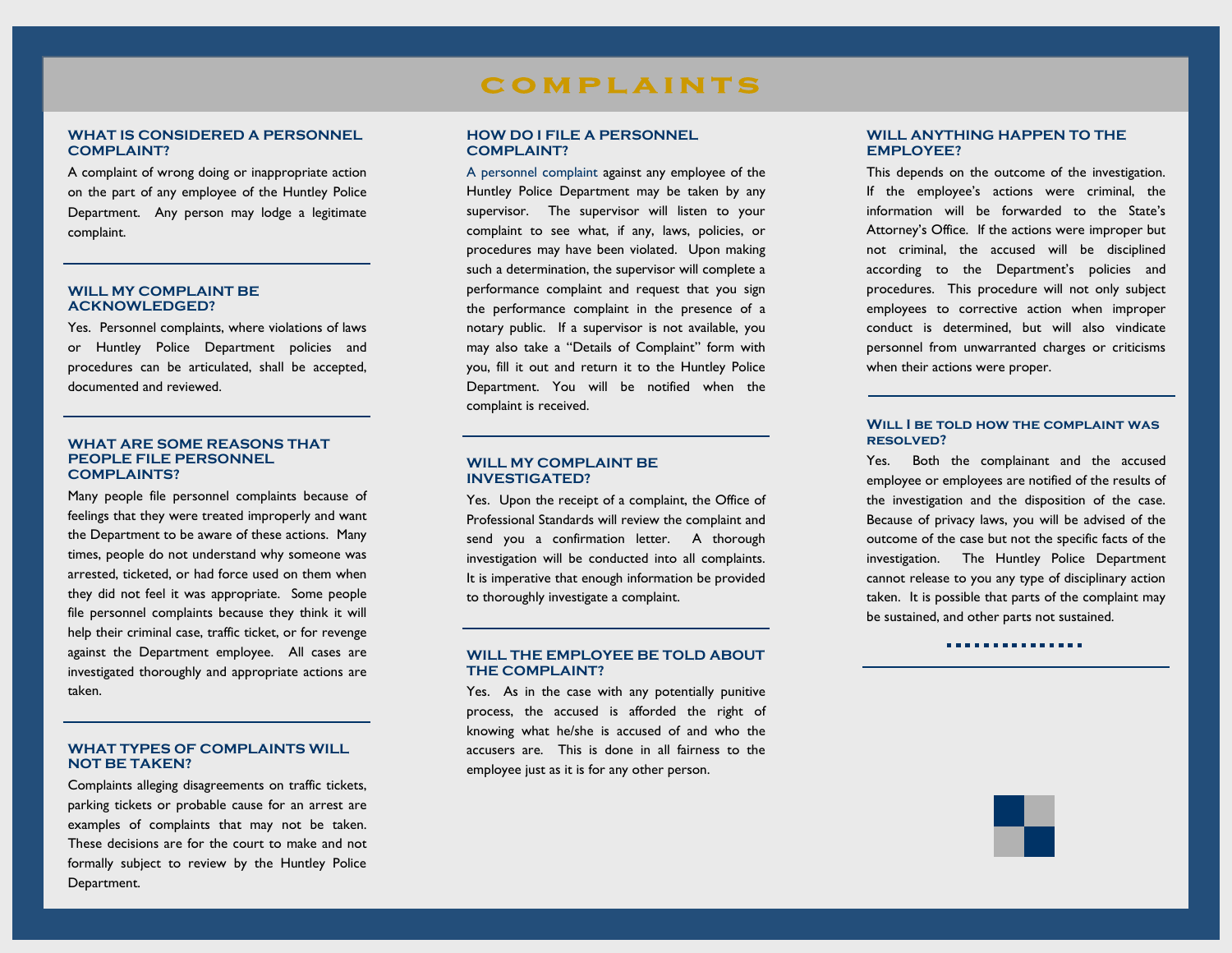# COMPLAINTS

### WHAT IS CONSIDERED A PERSONNEL COMPLAINT?

A complaint of wrong doing or inappropriate action on the part of any employee of the Huntley Police Department. Any person may lodge a legitimate complaint.

### WILL MY COMPLAINT BE ACKNOWLEDGED?

Yes. Personnel complaints, where violations of laws or Huntley Police Department policies and procedures can be articulated, shall be accepted, documented and reviewed.

### WHAT ARE SOME REASONS THAT PEOPLE FILE PERSONNEL COMPLAINTS?

Many people file personnel complaints because of feelings that they were treated improperly and want the Department to be aware of these actions. Many times, people do not understand why someone was arrested, ticketed, or had force used on them when they did not feel it was appropriate. Some people file personnel complaints because they think it will help their criminal case, traffic ticket, or for revenge against the Department employee. All cases are investigated thoroughly and appropriate actions are taken.

### WHAT TYPES OF COMPLAINTS WILL NOT BE TAKEN?

Complaints alleging disagreements on traffic tickets, parking tickets or probable cause for an arrest are examples of complaints that may not be taken. These decisions are for the court to make and not formally subject to review by the Huntley Police Department.

### HOW DO I FILE A PERSONNEL COMPLAINT?

A personnel complaint against any employee of the Huntley Police Department may be taken by any supervisor. The supervisor will listen to your complaint to see what, if any, laws, policies, or procedures may have been violated. Upon making such a determination, the supervisor will complete a performance complaint and request that you sign the performance complaint in the presence of a notary public. If a supervisor is not available, you may also take a "Details of Complaint" form with you, fill it out and return it to the Huntley Police Department. You will be notified when the complaint is received.

### WILL MY COMPLAINT BE INVESTIGATED?

Yes. Upon the receipt of a complaint, the Office of Professional Standards will review the complaint and send you a confirmation letter. A thorough investigation will be conducted into all complaints. It is imperative that enough information be provided to thoroughly investigate a complaint.

### WILL THE EMPLOYEE BE TOLD ABOUT THE COMPLAINT?

Yes. As in the case with any potentially punitive process, the accused is afforded the right of knowing what he/she is accused of and who the accusers are. This is done in all fairness to the employee just as it is for any other person.

### WILL ANYTHING HAPPEN TO THE EMPLOYEE?

This depends on the outcome of the investigation. If the employee's actions were criminal, the information will be forwarded to the State's Attorney's Office. If the actions were improper but not criminal, the accused will be disciplined according to the Department's policies and procedures. This procedure will not only subject employees to corrective action when improper conduct is determined, but will also vindicate personnel from unwarranted charges or criticisms when their actions were proper.

### WILL I BE TOLD HOW THE COMPLAINT WAS RESOLVED?

Yes. Both the complainant and the accused employee or employees are notified of the results of the investigation and the disposition of the case. Because of privacy laws, you will be advised of the outcome of the case but not the specific facts of the investigation. The Huntley Police Department cannot release to you any type of disciplinary action taken. It is possible that parts of the complaint may be sustained, and other parts not sustained.